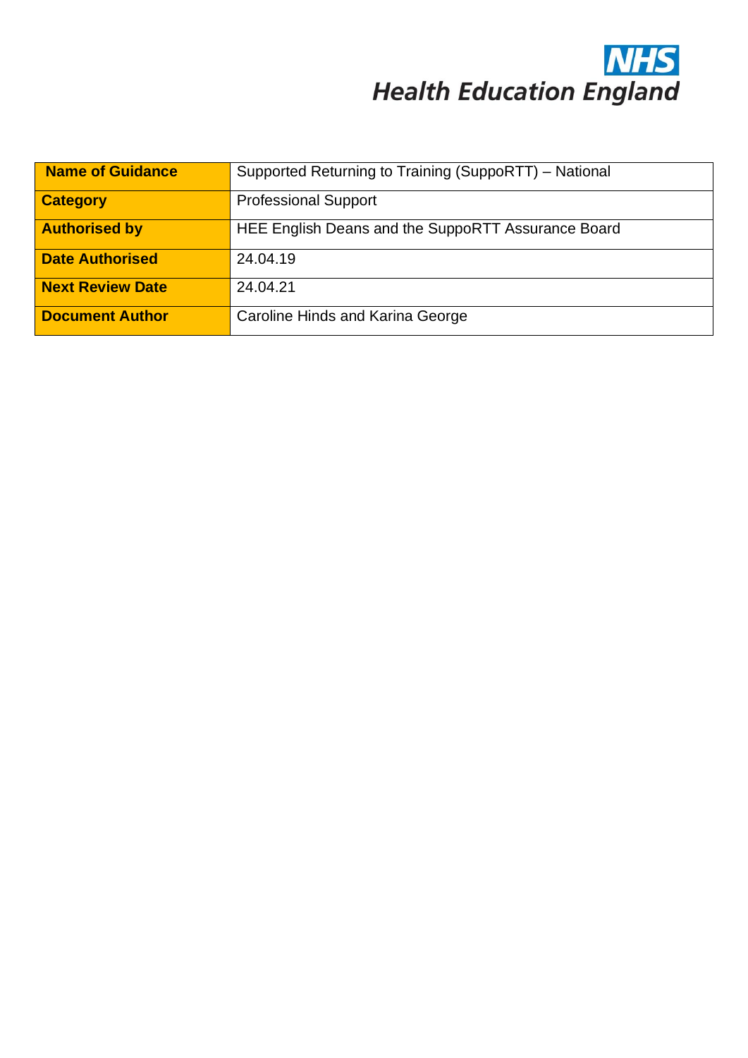NHS
Health Education England

| Name of Guidance | Supported Returning to Training (SuppoRTT) – National |
|---|---|
| **Category** | Professional Support |
| **Authorised by** | HEE English Deans and the SuppoRTT Assurance Board |
| **Date Authorised** | 24.04.19 |
| **Next Review Date** | 24.04.21 |
| **Document Author** | Caroline Hinds and Karina George |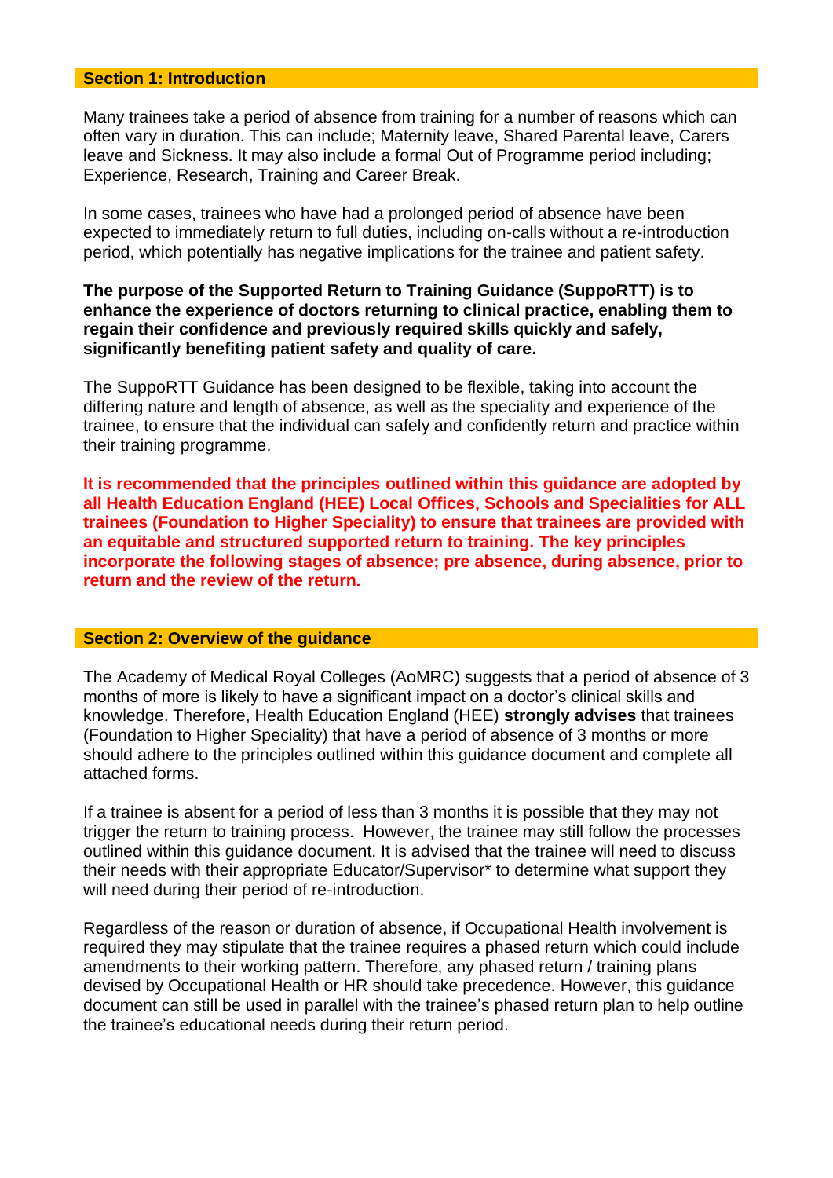## Section 1: Introduction

Many trainees take a period of absence from training for a number of reasons which can often vary in duration. This can include; Maternity leave, Shared Parental leave, Carers leave and Sickness. It may also include a formal Out of Programme period including; Experience, Research, Training and Career Break.

In some cases, trainees who have had a prolonged period of absence have been expected to immediately return to full duties, including on-calls without a re-introduction period, which potentially has negative implications for the trainee and patient safety.

**The purpose of the Supported Return to Training Guidance (SuppoRTT) is to enhance the experience of doctors returning to clinical practice, enabling them to regain their confidence and previously required skills quickly and safely, significantly benefiting patient safety and quality of care.**

The SuppoRTT Guidance has been designed to be flexible, taking into account the differing nature and length of absence, as well as the speciality and experience of the trainee, to ensure that the individual can safely and confidently return and practice within their training programme.

**It is recommended that the principles outlined within this guidance are adopted by all Health Education England (HEE) Local Offices, Schools and Specialities for ALL trainees (Foundation to Higher Speciality) to ensure that trainees are provided with an equitable and structured supported return to training. The key principles incorporate the following stages of absence; pre absence, during absence, prior to return and the review of the return.**

## Section 2: Overview of the guidance

The Academy of Medical Royal Colleges (AoMRC) suggests that a period of absence of 3 months of more is likely to have a significant impact on a doctor's clinical skills and knowledge. Therefore, Health Education England (HEE) **strongly advises** that trainees (Foundation to Higher Speciality) that have a period of absence of 3 months or more should adhere to the principles outlined within this guidance document and complete all attached forms.

If a trainee is absent for a period of less than 3 months it is possible that they may not trigger the return to training process. However, the trainee may still follow the processes outlined within this guidance document. It is advised that the trainee will need to discuss their needs with their appropriate Educator/Supervisor* to determine what support they will need during their period of re-introduction.

Regardless of the reason or duration of absence, if Occupational Health involvement is required they may stipulate that the trainee requires a phased return which could include amendments to their working pattern. Therefore, any phased return / training plans devised by Occupational Health or HR should take precedence. However, this guidance document can still be used in parallel with the trainee's phased return plan to help outline the trainee's educational needs during their return period.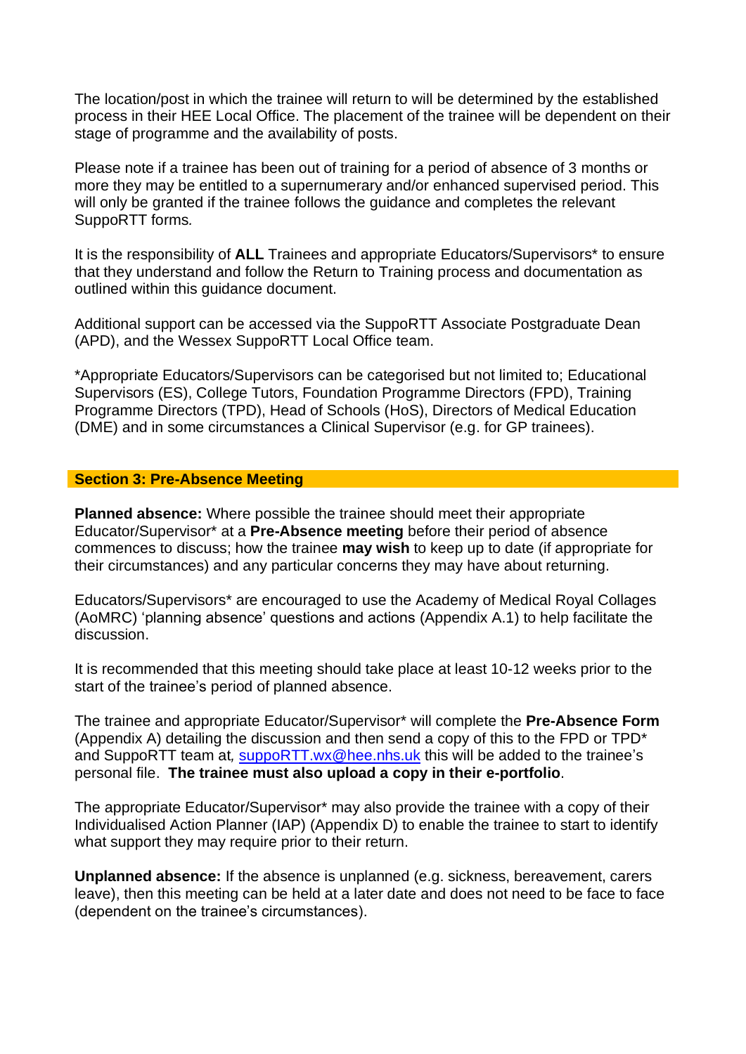The location/post in which the trainee will return to will be determined by the established process in their HEE Local Office. The placement of the trainee will be dependent on their stage of programme and the availability of posts.

Please note if a trainee has been out of training for a period of absence of 3 months or more they may be entitled to a supernumerary and/or enhanced supervised period. This will only be granted if the trainee follows the guidance and completes the relevant SuppoRTT forms*.*

It is the responsibility of **ALL** Trainees and appropriate Educators/Supervisors* to ensure that they understand and follow the Return to Training process and documentation as outlined within this guidance document.

Additional support can be accessed via the SuppoRTT Associate Postgraduate Dean (APD), and the Wessex SuppoRTT Local Office team.

*Appropriate Educators/Supervisors can be categorised but not limited to; Educational Supervisors (ES), College Tutors, Foundation Programme Directors (FPD), Training Programme Directors (TPD), Head of Schools (HoS), Directors of Medical Education (DME) and in some circumstances a Clinical Supervisor (e.g. for GP trainees).

## Section 3: Pre-Absence Meeting

**Planned absence:** Where possible the trainee should meet their appropriate Educator/Supervisor* at a **Pre-Absence meeting** before their period of absence commences to discuss; how the trainee **may wish** to keep up to date (if appropriate for their circumstances) and any particular concerns they may have about returning.

Educators/Supervisors* are encouraged to use the Academy of Medical Royal Collages (AoMRC) 'planning absence' questions and actions (Appendix A.1) to help facilitate the discussion.

It is recommended that this meeting should take place at least 10-12 weeks prior to the start of the trainee's period of planned absence.

The trainee and appropriate Educator/Supervisor* will complete the **Pre-Absence Form** (Appendix A) detailing the discussion and then send a copy of this to the FPD or TPD* and SuppoRTT team at*,* [suppoRTT.wx@hee.nhs.uk](mailto:suppoRTT.wx@hee.nhs.uk) this will be added to the trainee's personal file. **The trainee must also upload a copy in their e-portfolio**.

The appropriate Educator/Supervisor* may also provide the trainee with a copy of their Individualised Action Planner (IAP) (Appendix D) to enable the trainee to start to identify what support they may require prior to their return.

**Unplanned absence:** If the absence is unplanned (e.g. sickness, bereavement, carers leave), then this meeting can be held at a later date and does not need to be face to face (dependent on the trainee's circumstances).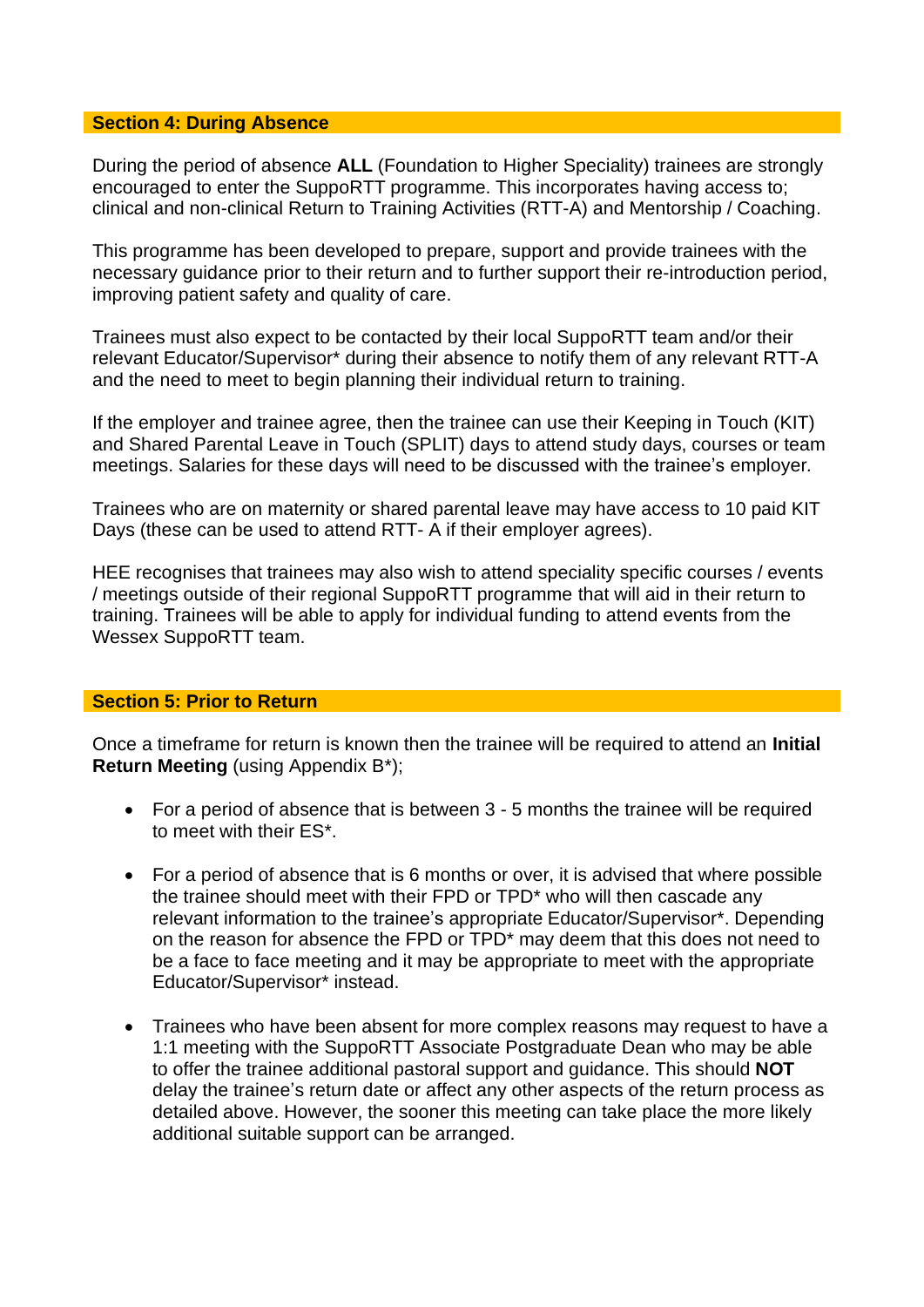## Section 4: During Absence

During the period of absence **ALL** (Foundation to Higher Speciality) trainees are strongly encouraged to enter the SuppoRTT programme. This incorporates having access to; clinical and non-clinical Return to Training Activities (RTT-A) and Mentorship / Coaching.

This programme has been developed to prepare, support and provide trainees with the necessary guidance prior to their return and to further support their re-introduction period, improving patient safety and quality of care.

Trainees must also expect to be contacted by their local SuppoRTT team and/or their relevant Educator/Supervisor* during their absence to notify them of any relevant RTT-A and the need to meet to begin planning their individual return to training.

If the employer and trainee agree, then the trainee can use their Keeping in Touch (KIT) and Shared Parental Leave in Touch (SPLIT) days to attend study days, courses or team meetings. Salaries for these days will need to be discussed with the trainee's employer.

Trainees who are on maternity or shared parental leave may have access to 10 paid KIT Days (these can be used to attend RTT- A if their employer agrees).

HEE recognises that trainees may also wish to attend speciality specific courses / events / meetings outside of their regional SuppoRTT programme that will aid in their return to training. Trainees will be able to apply for individual funding to attend events from the Wessex SuppoRTT team.

## Section 5: Prior to Return

Once a timeframe for return is known then the trainee will be required to attend an **Initial Return Meeting** (using Appendix B*);

- For a period of absence that is between 3 - 5 months the trainee will be required to meet with their ES*.

- For a period of absence that is 6 months or over, it is advised that where possible the trainee should meet with their FPD or TPD* who will then cascade any relevant information to the trainee's appropriate Educator/Supervisor*. Depending on the reason for absence the FPD or TPD* may deem that this does not need to be a face to face meeting and it may be appropriate to meet with the appropriate Educator/Supervisor* instead.

- Trainees who have been absent for more complex reasons may request to have a 1:1 meeting with the SuppoRTT Associate Postgraduate Dean who may be able to offer the trainee additional pastoral support and guidance. This should **NOT** delay the trainee's return date or affect any other aspects of the return process as detailed above. However, the sooner this meeting can take place the more likely additional suitable support can be arranged.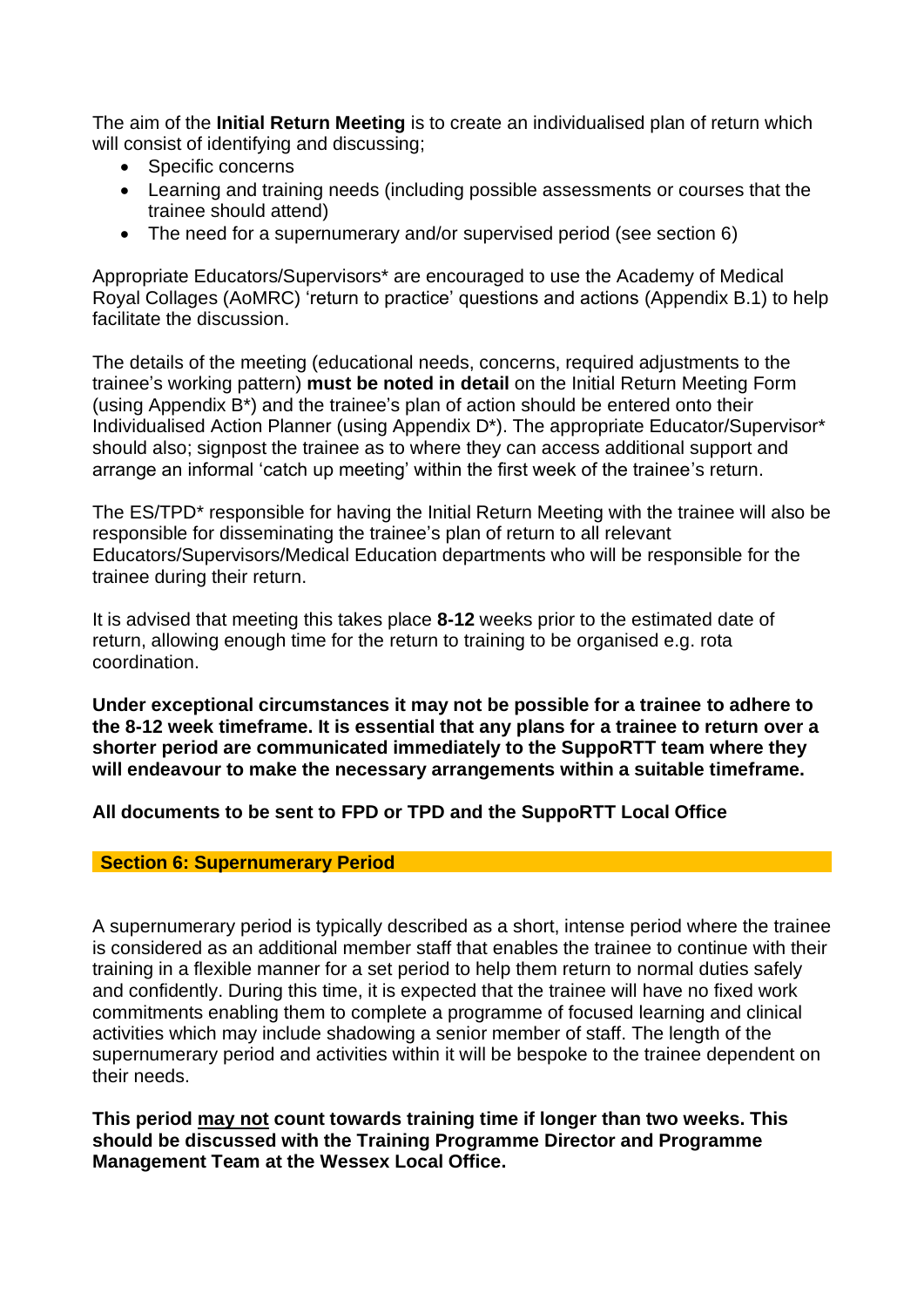The aim of the **Initial Return Meeting** is to create an individualised plan of return which will consist of identifying and discussing;

- Specific concerns
- Learning and training needs (including possible assessments or courses that the trainee should attend)
- The need for a supernumerary and/or supervised period (see section 6)

Appropriate Educators/Supervisors* are encouraged to use the Academy of Medical Royal Collages (AoMRC) 'return to practice' questions and actions (Appendix B.1) to help facilitate the discussion.

The details of the meeting (educational needs, concerns, required adjustments to the trainee's working pattern) **must be noted in detail** on the Initial Return Meeting Form (using Appendix B*) and the trainee's plan of action should be entered onto their Individualised Action Planner (using Appendix D*). The appropriate Educator/Supervisor* should also; signpost the trainee as to where they can access additional support and arrange an informal 'catch up meeting' within the first week of the trainee's return.

The ES/TPD* responsible for having the Initial Return Meeting with the trainee will also be responsible for disseminating the trainee's plan of return to all relevant Educators/Supervisors/Medical Education departments who will be responsible for the trainee during their return.

It is advised that meeting this takes place **8-12** weeks prior to the estimated date of return, allowing enough time for the return to training to be organised e.g. rota coordination.

**Under exceptional circumstances it may not be possible for a trainee to adhere to the 8-12 week timeframe. It is essential that any plans for a trainee to return over a shorter period are communicated immediately to the SuppoRTT team where they will endeavour to make the necessary arrangements within a suitable timeframe.**

**All documents to be sent to FPD or TPD and the SuppoRTT Local Office**

## Section 6: Supernumerary Period

A supernumerary period is typically described as a short, intense period where the trainee is considered as an additional member staff that enables the trainee to continue with their training in a flexible manner for a set period to help them return to normal duties safely and confidently. During this time, it is expected that the trainee will have no fixed work commitments enabling them to complete a programme of focused learning and clinical activities which may include shadowing a senior member of staff. The length of the supernumerary period and activities within it will be bespoke to the trainee dependent on their needs.

**This period <u>may not</u> count towards training time if longer than two weeks. This should be discussed with the Training Programme Director and Programme Management Team at the Wessex Local Office.**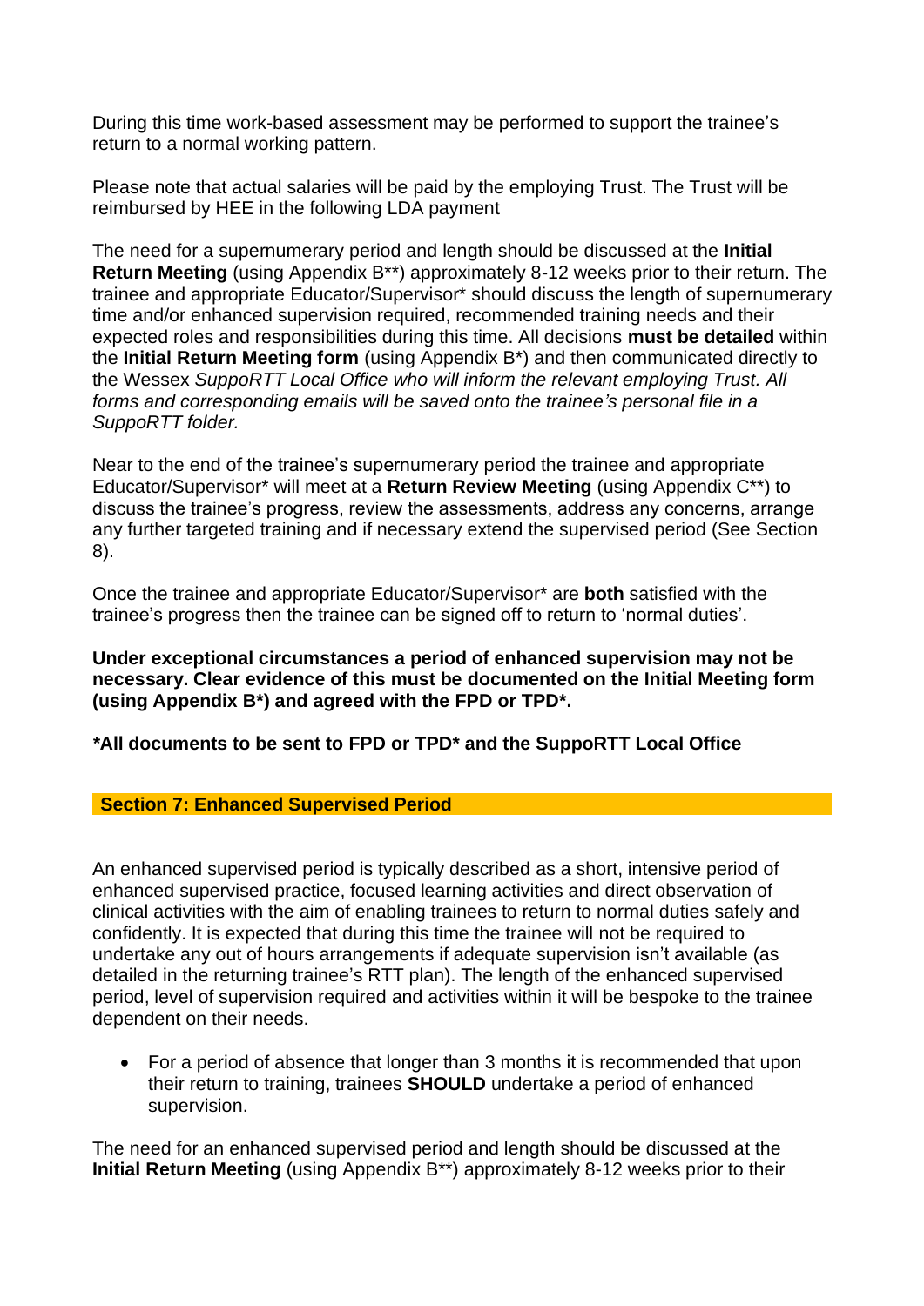During this time work-based assessment may be performed to support the trainee's return to a normal working pattern.

Please note that actual salaries will be paid by the employing Trust. The Trust will be reimbursed by HEE in the following LDA payment

The need for a supernumerary period and length should be discussed at the **Initial Return Meeting** (using Appendix B**) approximately 8-12 weeks prior to their return. The trainee and appropriate Educator/Supervisor* should discuss the length of supernumerary time and/or enhanced supervision required, recommended training needs and their expected roles and responsibilities during this time. All decisions **must be detailed** within the **Initial Return Meeting form** (using Appendix B*) and then communicated directly to the Wessex *SuppoRTT Local Office who will inform the relevant employing Trust. All forms and corresponding emails will be saved onto the trainee's personal file in a SuppoRTT folder.*

Near to the end of the trainee's supernumerary period the trainee and appropriate Educator/Supervisor* will meet at a **Return Review Meeting** (using Appendix C**) to discuss the trainee's progress, review the assessments, address any concerns, arrange any further targeted training and if necessary extend the supervised period (See Section 8).

Once the trainee and appropriate Educator/Supervisor* are **both** satisfied with the trainee's progress then the trainee can be signed off to return to 'normal duties'.

**Under exceptional circumstances a period of enhanced supervision may not be necessary. Clear evidence of this must be documented on the Initial Meeting form (using Appendix B*) and agreed with the FPD or TPD*.**

**\*All documents to be sent to FPD or TPD* and the SuppoRTT Local Office**

## Section 7: Enhanced Supervised Period

An enhanced supervised period is typically described as a short, intensive period of enhanced supervised practice, focused learning activities and direct observation of clinical activities with the aim of enabling trainees to return to normal duties safely and confidently. It is expected that during this time the trainee will not be required to undertake any out of hours arrangements if adequate supervision isn't available (as detailed in the returning trainee's RTT plan). The length of the enhanced supervised period, level of supervision required and activities within it will be bespoke to the trainee dependent on their needs.

- For a period of absence that longer than 3 months it is recommended that upon their return to training, trainees **SHOULD** undertake a period of enhanced supervision.

The need for an enhanced supervised period and length should be discussed at the **Initial Return Meeting** (using Appendix B**) approximately 8-12 weeks prior to their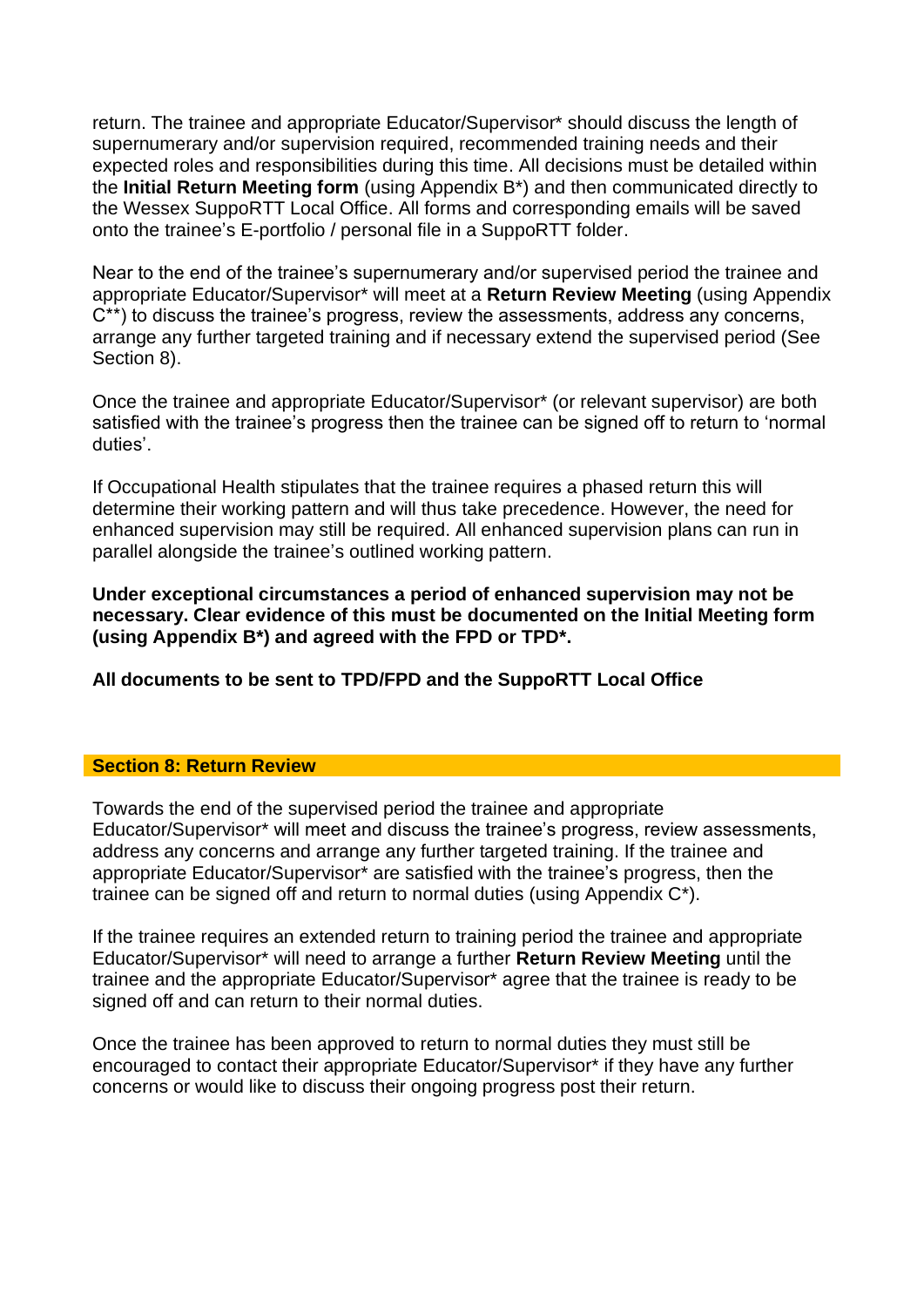return. The trainee and appropriate Educator/Supervisor* should discuss the length of supernumerary and/or supervision required, recommended training needs and their expected roles and responsibilities during this time. All decisions must be detailed within the **Initial Return Meeting form** (using Appendix B*) and then communicated directly to the Wessex SuppoRTT Local Office. All forms and corresponding emails will be saved onto the trainee's E-portfolio / personal file in a SuppoRTT folder.

Near to the end of the trainee's supernumerary and/or supervised period the trainee and appropriate Educator/Supervisor* will meet at a **Return Review Meeting** (using Appendix C**) to discuss the trainee's progress, review the assessments, address any concerns, arrange any further targeted training and if necessary extend the supervised period (See Section 8).

Once the trainee and appropriate Educator/Supervisor* (or relevant supervisor) are both satisfied with the trainee's progress then the trainee can be signed off to return to 'normal duties'.

If Occupational Health stipulates that the trainee requires a phased return this will determine their working pattern and will thus take precedence. However, the need for enhanced supervision may still be required. All enhanced supervision plans can run in parallel alongside the trainee's outlined working pattern.

**Under exceptional circumstances a period of enhanced supervision may not be necessary. Clear evidence of this must be documented on the Initial Meeting form (using Appendix B*) and agreed with the FPD or TPD*.**

**All documents to be sent to TPD/FPD and the SuppoRTT Local Office**

## Section 8: Return Review

Towards the end of the supervised period the trainee and appropriate Educator/Supervisor* will meet and discuss the trainee's progress, review assessments, address any concerns and arrange any further targeted training. If the trainee and appropriate Educator/Supervisor* are satisfied with the trainee's progress, then the trainee can be signed off and return to normal duties (using Appendix C*).

If the trainee requires an extended return to training period the trainee and appropriate Educator/Supervisor* will need to arrange a further **Return Review Meeting** until the trainee and the appropriate Educator/Supervisor* agree that the trainee is ready to be signed off and can return to their normal duties.

Once the trainee has been approved to return to normal duties they must still be encouraged to contact their appropriate Educator/Supervisor* if they have any further concerns or would like to discuss their ongoing progress post their return.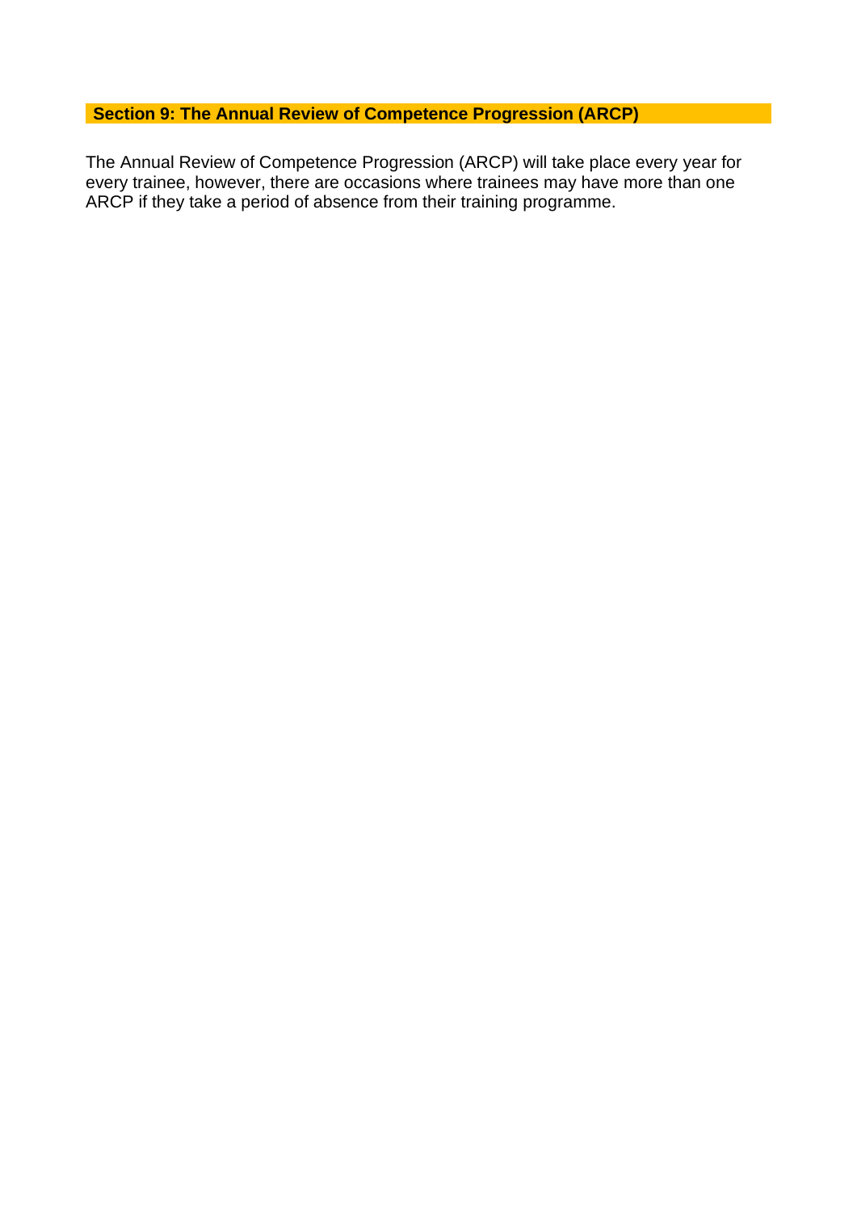## Section 9: The Annual Review of Competence Progression (ARCP)

The Annual Review of Competence Progression (ARCP) will take place every year for every trainee, however, there are occasions where trainees may have more than one ARCP if they take a period of absence from their training programme.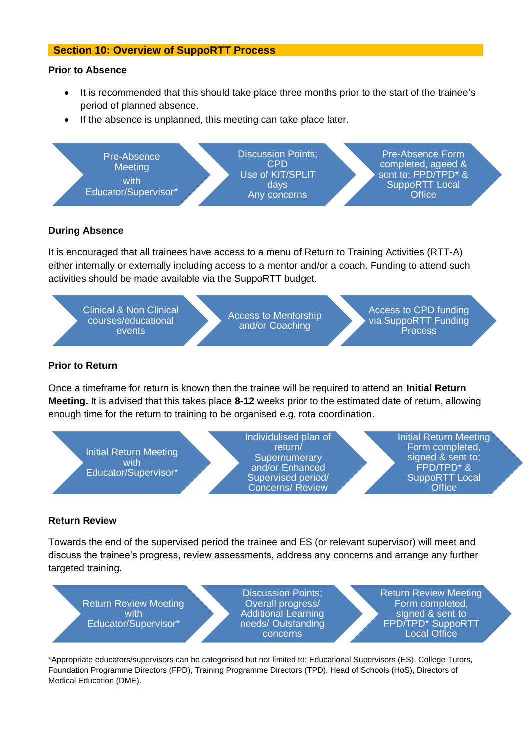## Section 10: Overview of SuppoRTT Process

**Prior to Absence**

- It is recommended that this should take place three months prior to the start of the trainee's period of planned absence.
- If the absence is unplanned, this meeting can take place later.

Pre-Absence Meeting with Educator/Supervisor* → Discussion Points; CPD Use of KIT/SPLIT days Any concerns → Pre-Absence Form completed, ageed & sent to; FPD/TPD* & SuppoRTT Local Office

**During Absence**

It is encouraged that all trainees have access to a menu of Return to Training Activities (RTT-A) either internally or externally including access to a mentor and/or a coach. Funding to attend such activities should be made available via the SuppoRTT budget.

Clinical & Non Clinical courses/educational events → Access to Mentorship and/or Coaching → Access to CPD funding via SuppoRTT Funding Process

**Prior to Return**

Once a timeframe for return is known then the trainee will be required to attend an **Initial Return Meeting.** It is advised that this takes place **8-12** weeks prior to the estimated date of return, allowing enough time for the return to training to be organised e.g. rota coordination.

Initial Return Meeting with Educator/Supervisor* → Individulised plan of return/ Supernumerary and/or Enhanced Supervised period/ Concerns/ Review → Initial Return Meeting Form completed, signed & sent to; FPD/TPD* & SuppoRTT Local Office

**Return Review**

Towards the end of the supervised period the trainee and ES (or relevant supervisor) will meet and discuss the trainee's progress, review assessments, address any concerns and arrange any further targeted training.

Return Review Meeting with Educator/Supervisor* → Discussion Points; Overall progress/ Additional Learning needs/ Outstanding concerns → Return Review Meeting Form completed, signed & sent to FPD/TPD* SuppoRTT Local Office

*Appropriate educators/supervisors can be categorised but not limited to; Educational Supervisors (ES), College Tutors, Foundation Programme Directors (FPD), Training Programme Directors (TPD), Head of Schools (HoS), Directors of Medical Education (DME).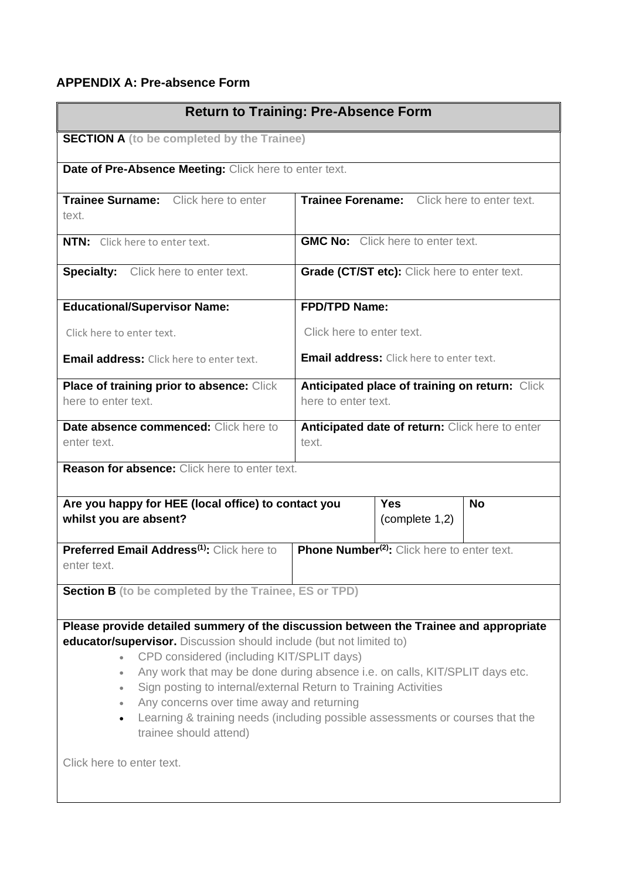## APPENDIX A: Pre-absence Form

| Return to Training: Pre-Absence Form | | | |
|---|---|---|---|
| **SECTION A** (to be completed by the Trainee) | | | |
| **Date of Pre-Absence Meeting:** Click here to enter text. | | | |
| **Trainee Surname:** Click here to enter text. | **Trainee Forename:** Click here to enter text. | | |
| **NTN:** Click here to enter text. | **GMC No:** Click here to enter text. | | |
| **Specialty:** Click here to enter text. | **Grade (CT/ST etc):** Click here to enter text. | | |
| **Educational/Supervisor Name:** Click here to enter text. **Email address:** Click here to enter text. | **FPD/TPD Name:** Click here to enter text. **Email address:** Click here to enter text. | | |
| **Place of training prior to absence:** Click here to enter text. | **Anticipated place of training on return:** Click here to enter text. | | |
| **Date absence commenced:** Click here to enter text. | **Anticipated date of return:** Click here to enter text. | | |
| **Reason for absence:** Click here to enter text. | | | |
| **Are you happy for HEE (local office) to contact you whilst you are absent?** | | **Yes** (complete 1,2) | **No** |
| **Preferred Email Address(1):** Click here to enter text. | **Phone Number(2):** Click here to enter text. | | |
| **Section B** (to be completed by the Trainee, ES or TPD) | | | |
| **Please provide detailed summery of the discussion between the Trainee and appropriate educator/supervisor.** Discussion should include (but not limited to)<br>• CPD considered (including KIT/SPLIT days)<br>• Any work that may be done during absence i.e. on calls, KIT/SPLIT days etc.<br>• Sign posting to internal/external Return to Training Activities<br>• Any concerns over time away and returning<br>• Learning & training needs (including possible assessments or courses that the trainee should attend)<br><br>Click here to enter text. | | | |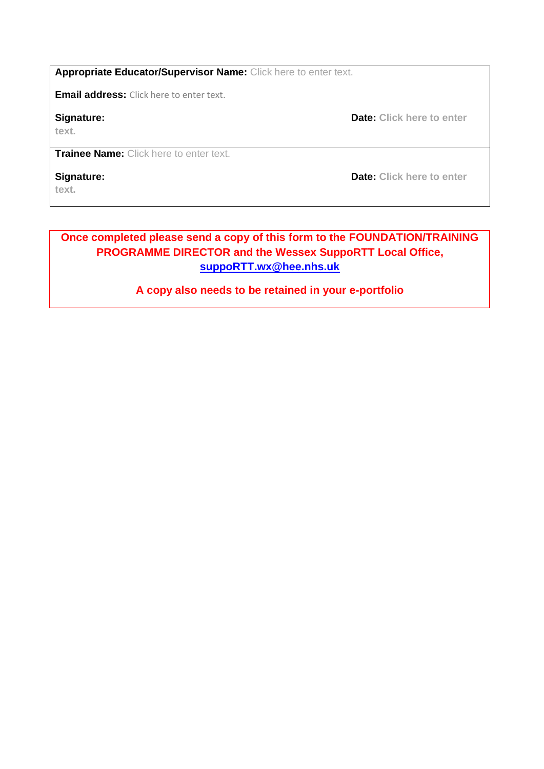**Appropriate Educator/Supervisor Name:** Click here to enter text.

**Email address:** Click here to enter text.

**Signature:** **Date:** Click here to enter text.

**Trainee Name:** Click here to enter text.

**Signature:** **Date:** Click here to enter text.

**Once completed please send a copy of this form to the FOUNDATION/TRAINING PROGRAMME DIRECTOR and the Wessex SuppoRTT Local Office, suppoRTT.wx@hee.nhs.uk**

**A copy also needs to be retained in your e-portfolio**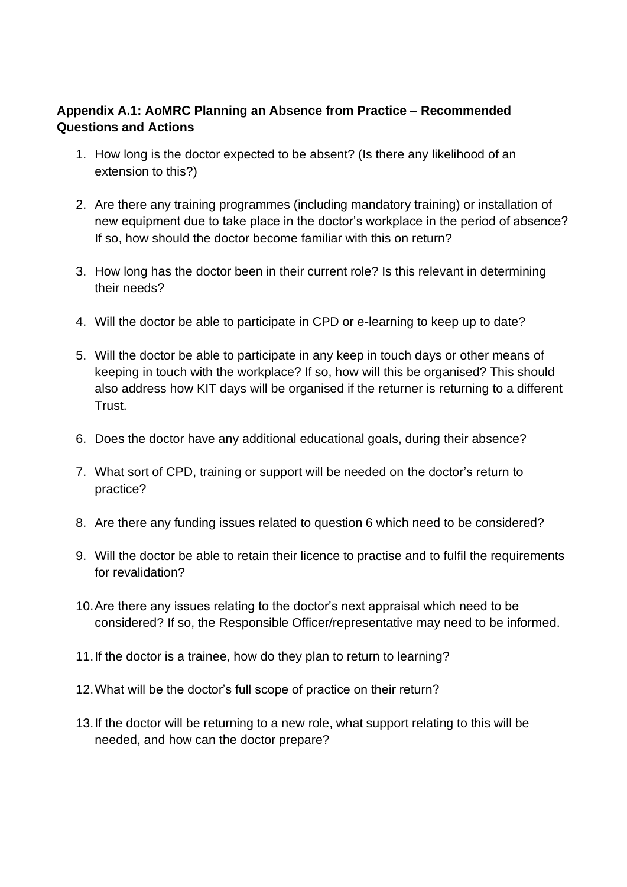**Appendix A.1: AoMRC Planning an Absence from Practice – Recommended Questions and Actions**

1. How long is the doctor expected to be absent? (Is there any likelihood of an extension to this?)

2. Are there any training programmes (including mandatory training) or installation of new equipment due to take place in the doctor's workplace in the period of absence? If so, how should the doctor become familiar with this on return?

3. How long has the doctor been in their current role? Is this relevant in determining their needs?

4. Will the doctor be able to participate in CPD or e-learning to keep up to date?

5. Will the doctor be able to participate in any keep in touch days or other means of keeping in touch with the workplace? If so, how will this be organised? This should also address how KIT days will be organised if the returner is returning to a different Trust.

6. Does the doctor have any additional educational goals, during their absence?

7. What sort of CPD, training or support will be needed on the doctor's return to practice?

8. Are there any funding issues related to question 6 which need to be considered?

9. Will the doctor be able to retain their licence to practise and to fulfil the requirements for revalidation?

10. Are there any issues relating to the doctor's next appraisal which need to be considered? If so, the Responsible Officer/representative may need to be informed.

11. If the doctor is a trainee, how do they plan to return to learning?

12. What will be the doctor's full scope of practice on their return?

13. If the doctor will be returning to a new role, what support relating to this will be needed, and how can the doctor prepare?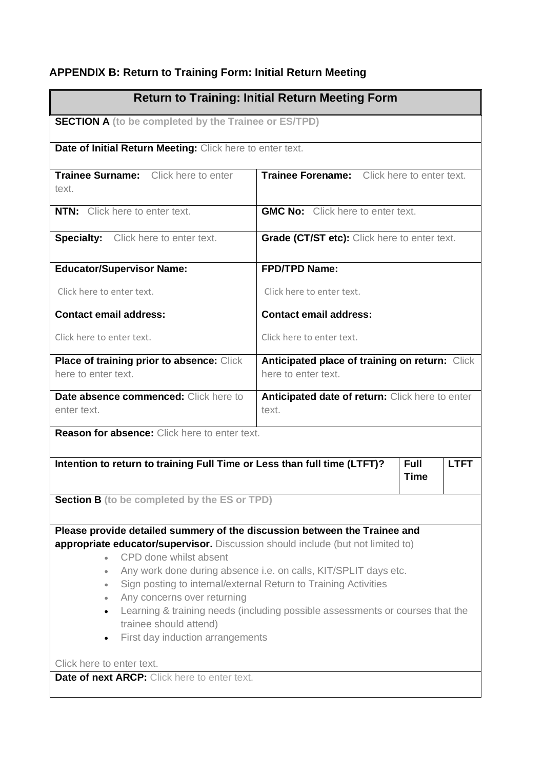**APPENDIX B: Return to Training Form: Initial Return Meeting**

| **Return to Training: Initial Return Meeting Form** | | | |
|---|---|---|---|
| **SECTION A** (to be completed by the Trainee or ES/TPD) | | | |
| **Date of Initial Return Meeting:** Click here to enter text. | | | |
| **Trainee Surname:** Click here to enter text. | **Trainee Forename:** Click here to enter text. | | |
| **NTN:** Click here to enter text. | **GMC No:** Click here to enter text. | | |
| **Specialty:** Click here to enter text. | **Grade (CT/ST etc):** Click here to enter text. | | |
| **Educator/Supervisor Name:** Click here to enter text. **Contact email address:** Click here to enter text. | **FPD/TPD Name:** Click here to enter text. **Contact email address:** Click here to enter text. | | |
| **Place of training prior to absence:** Click here to enter text. | **Anticipated place of training on return:** Click here to enter text. | | |
| **Date absence commenced:** Click here to enter text. | **Anticipated date of return:** Click here to enter text. | | |
| **Reason for absence:** Click here to enter text. | | | |
| **Intention to return to training Full Time or Less than full time (LTFT)?** | | **Full Time** | **LTFT** |
| **Section B** (to be completed by the ES or TPD) | | | |
| **Please provide detailed summery of the discussion between the Trainee and appropriate educator/supervisor.** Discussion should include (but not limited to)<br>• CPD done whilst absent<br>• Any work done during absence i.e. on calls, KIT/SPLIT days etc.<br>• Sign posting to internal/external Return to Training Activities<br>• Any concerns over returning<br>• Learning & training needs (including possible assessments or courses that the trainee should attend)<br>• First day induction arrangements<br><br>Click here to enter text. | | | |
| **Date of next ARCP:** Click here to enter text. | | | |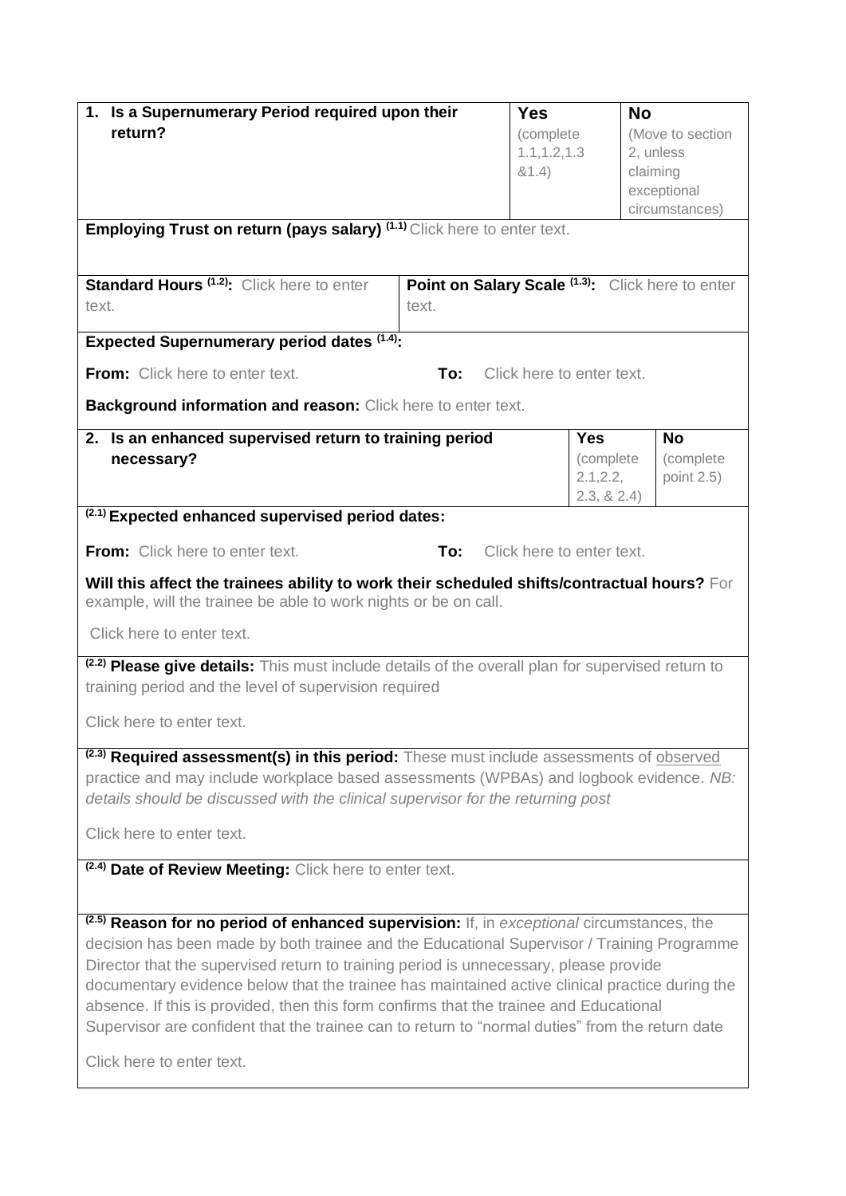| **1. Is a Supernumerary Period required upon their return?** | **Yes** (complete 1.1,1.2,1.3 &1.4) | **No** (Move to section 2, unless claiming exceptional circumstances) |
|---|---|---|

**Employing Trust on return (pays salary)** [(1.1)] Click here to enter text.

| **Standard Hours** [(1.2)]**:** Click here to enter text. | **Point on Salary Scale** [(1.3)]**:** Click here to enter text. |
|---|---|

**Expected Supernumerary period dates** [(1.4)]**:**

**From:** Click here to enter text. **To:** Click here to enter text.

**Background information and reason:** Click here to enter text.

| **2. Is an enhanced supervised return to training period necessary?** | **Yes** (complete 2.1,2.2, 2.3, & 2.4) | **No** (complete point 2.5) |
|---|---|---|

[(2.1)] **Expected enhanced supervised period dates:**

**From:** Click here to enter text. **To:** Click here to enter text.

**Will this affect the trainees ability to work their scheduled shifts/contractual hours?** For example, will the trainee be able to work nights or be on call.

Click here to enter text.

[(2.2)] **Please give details:** This must include details of the overall plan for supervised return to training period and the level of supervision required

Click here to enter text.

[(2.3)] **Required assessment(s) in this period:** These must include assessments of observed practice and may include workplace based assessments (WPBAs) and logbook evidence. *NB: details should be discussed with the clinical supervisor for the returning post*

Click here to enter text.

[(2.4)] **Date of Review Meeting:** Click here to enter text.

[(2.5)] **Reason for no period of enhanced supervision:** If, in *exceptional* circumstances, the decision has been made by both trainee and the Educational Supervisor / Training Programme Director that the supervised return to training period is unnecessary, please provide documentary evidence below that the trainee has maintained active clinical practice during the absence. If this is provided, then this form confirms that the trainee and Educational Supervisor are confident that the trainee can to return to "normal duties" from the return date

Click here to enter text.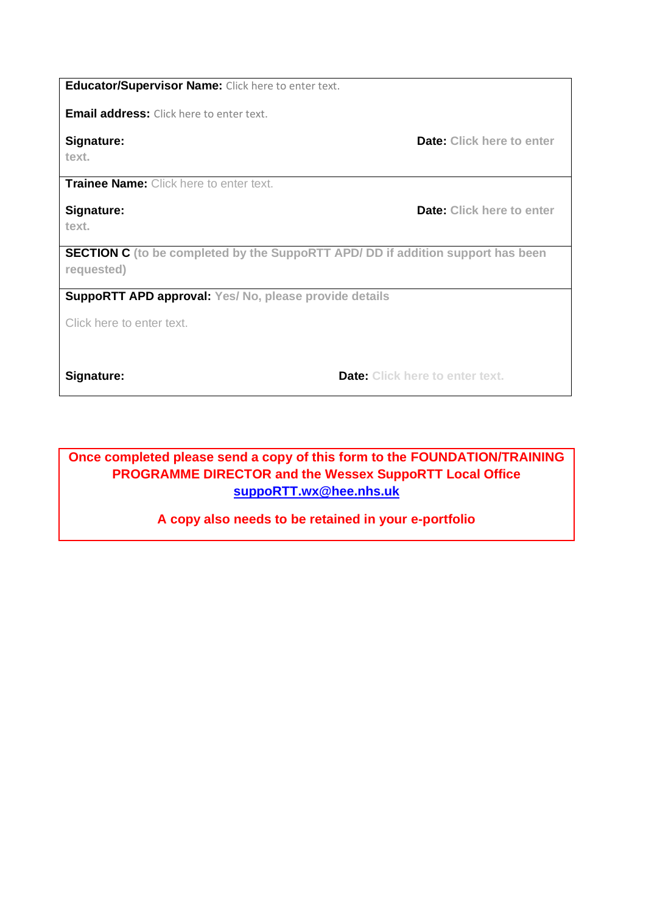**Educator/Supervisor Name:** Click here to enter text.

**Email address:** Click here to enter text.

**Signature:** **Date:** Click here to enter text.

---

**Trainee Name:** Click here to enter text.

**Signature:** **Date:** Click here to enter text.

---

**SECTION C** (to be completed by the SuppoRTT APD/ DD if addition support has been requested)

---

**SuppoRTT APD approval:** Yes/ No, please provide details

Click here to enter text.

**Signature:** **Date:** Click here to enter text.

---

**Once completed please send a copy of this form to the FOUNDATION/TRAINING PROGRAMME DIRECTOR and the Wessex SuppoRTT Local Office suppoRTT.wx@hee.nhs.uk**

**A copy also needs to be retained in your e-portfolio**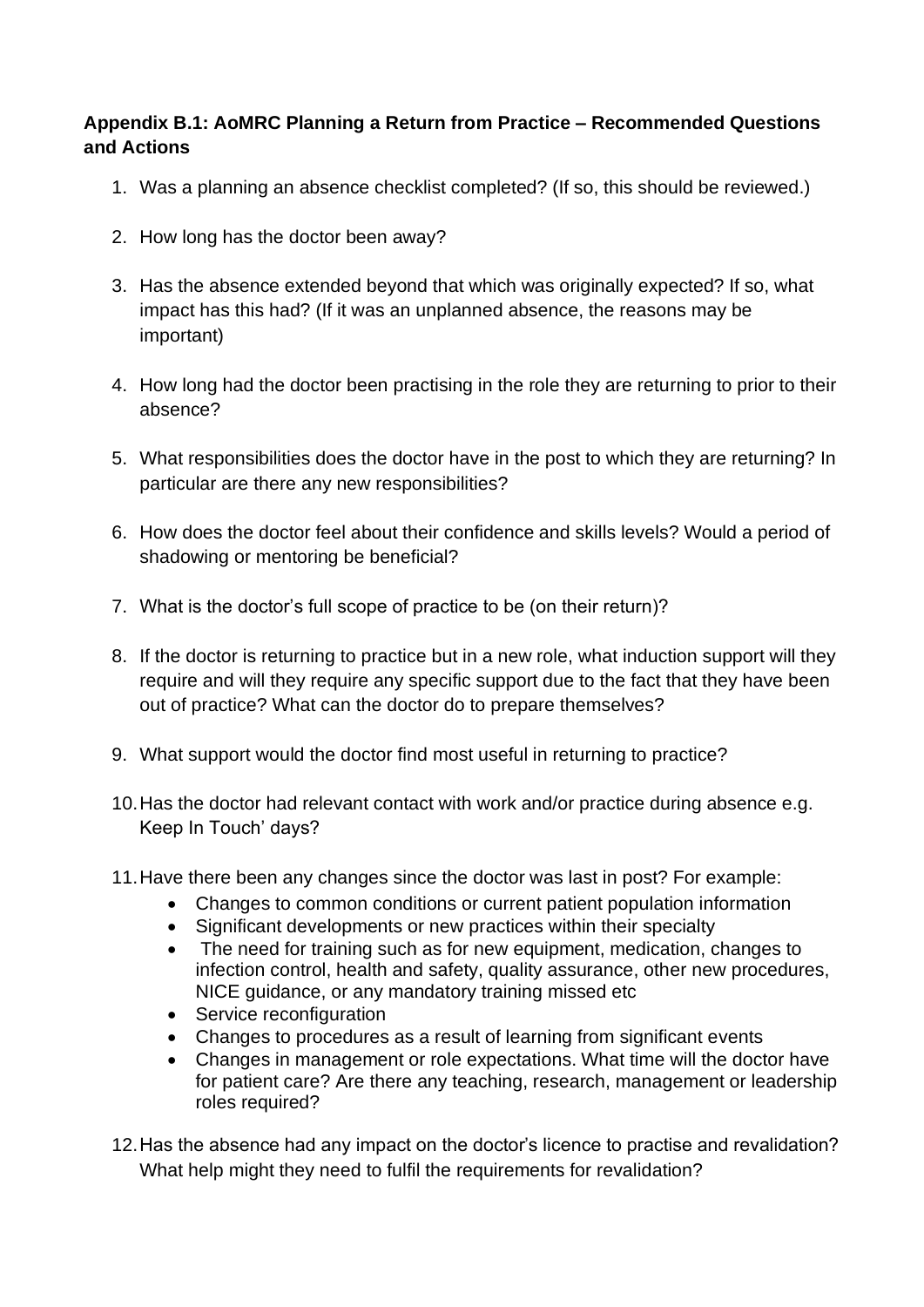**Appendix B.1: AoMRC Planning a Return from Practice – Recommended Questions and Actions**

1. Was a planning an absence checklist completed? (If so, this should be reviewed.)

2. How long has the doctor been away?

3. Has the absence extended beyond that which was originally expected? If so, what impact has this had? (If it was an unplanned absence, the reasons may be important)

4. How long had the doctor been practising in the role they are returning to prior to their absence?

5. What responsibilities does the doctor have in the post to which they are returning? In particular are there any new responsibilities?

6. How does the doctor feel about their confidence and skills levels? Would a period of shadowing or mentoring be beneficial?

7. What is the doctor's full scope of practice to be (on their return)?

8. If the doctor is returning to practice but in a new role, what induction support will they require and will they require any specific support due to the fact that they have been out of practice? What can the doctor do to prepare themselves?

9. What support would the doctor find most useful in returning to practice?

10. Has the doctor had relevant contact with work and/or practice during absence e.g. Keep In Touch' days?

11. Have there been any changes since the doctor was last in post? For example:
    - Changes to common conditions or current patient population information
    - Significant developments or new practices within their specialty
    - The need for training such as for new equipment, medication, changes to infection control, health and safety, quality assurance, other new procedures, NICE guidance, or any mandatory training missed etc
    - Service reconfiguration
    - Changes to procedures as a result of learning from significant events
    - Changes in management or role expectations. What time will the doctor have for patient care? Are there any teaching, research, management or leadership roles required?

12. Has the absence had any impact on the doctor's licence to practise and revalidation? What help might they need to fulfil the requirements for revalidation?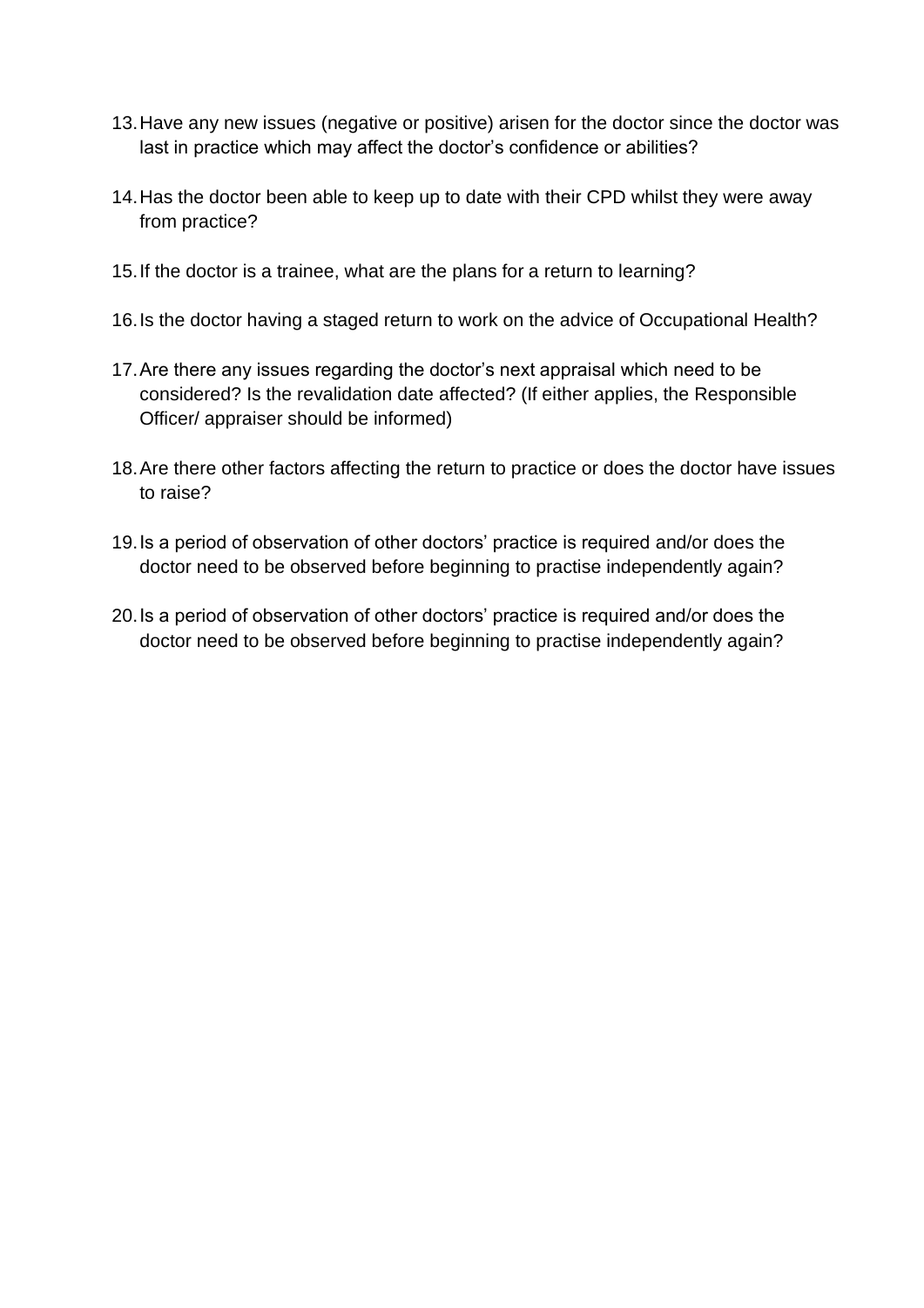13. Have any new issues (negative or positive) arisen for the doctor since the doctor was last in practice which may affect the doctor's confidence or abilities?

14. Has the doctor been able to keep up to date with their CPD whilst they were away from practice?

15. If the doctor is a trainee, what are the plans for a return to learning?

16. Is the doctor having a staged return to work on the advice of Occupational Health?

17. Are there any issues regarding the doctor's next appraisal which need to be considered? Is the revalidation date affected? (If either applies, the Responsible Officer/ appraiser should be informed)

18. Are there other factors affecting the return to practice or does the doctor have issues to raise?

19. Is a period of observation of other doctors' practice is required and/or does the doctor need to be observed before beginning to practise independently again?

20. Is a period of observation of other doctors' practice is required and/or does the doctor need to be observed before beginning to practise independently again?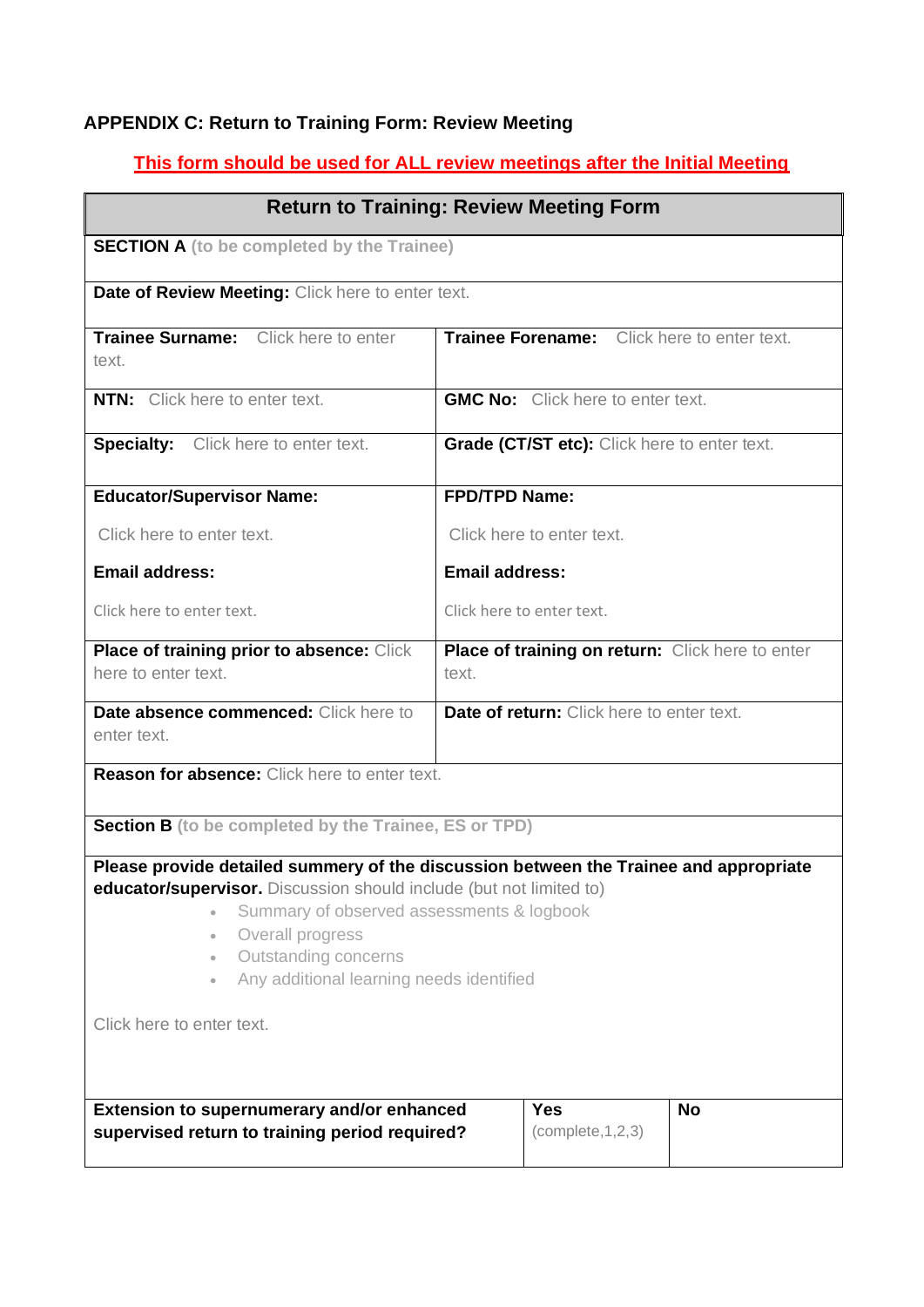## APPENDIX C: Return to Training Form: Review Meeting

**This form should be used for ALL review meetings after the Initial Meeting**

| **Return to Training: Review Meeting Form** | | | |
|---|---|---|---|
| **SECTION A** (to be completed by the Trainee) | | | |
| **Date of Review Meeting:** Click here to enter text. | | | |
| **Trainee Surname:** Click here to enter text. | **Trainee Forename:** Click here to enter text. | | |
| **NTN:** Click here to enter text. | **GMC No:** Click here to enter text. | | |
| **Specialty:** Click here to enter text. | **Grade (CT/ST etc):** Click here to enter text. | | |
| **Educator/Supervisor Name:** Click here to enter text. **Email address:** Click here to enter text. | **FPD/TPD Name:** Click here to enter text. **Email address:** Click here to enter text. | | |
| **Place of training prior to absence:** Click here to enter text. | **Place of training on return:** Click here to enter text. | | |
| **Date absence commenced:** Click here to enter text. | **Date of return:** Click here to enter text. | | |
| **Reason for absence:** Click here to enter text. | | | |
| **Section B** (to be completed by the Trainee, ES or TPD) | | | |
| **Please provide detailed summery of the discussion between the Trainee and appropriate educator/supervisor.** Discussion should include (but not limited to) <br>• Summary of observed assessments & logbook <br>• Overall progress <br>• Outstanding concerns <br>• Any additional learning needs identified <br><br>Click here to enter text. | | | |
| **Extension to supernumerary and/or enhanced supervised return to training period required?** | | **Yes** (complete,1,2,3) | **No** |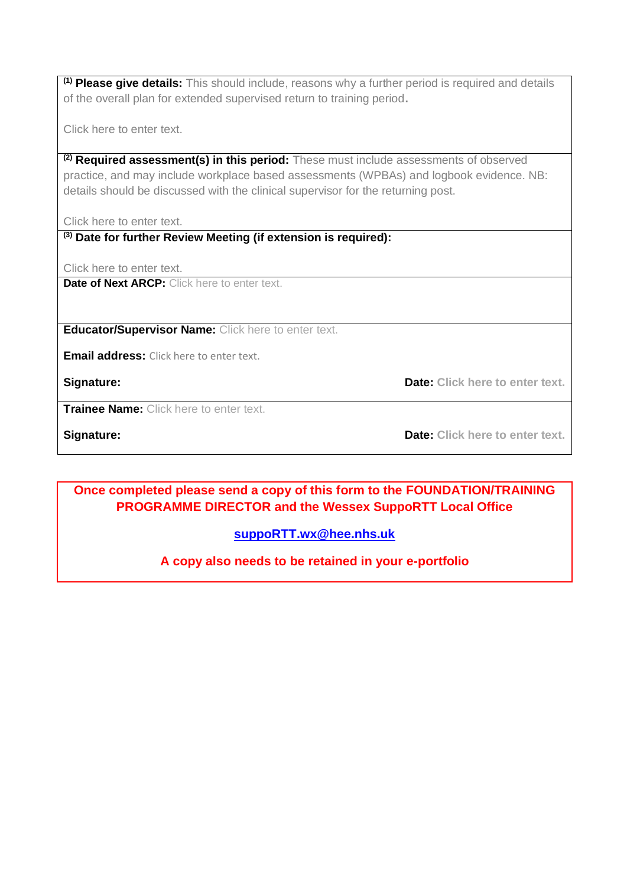| |
|---|
| [(1)] **Please give details:** This should include, reasons why a further period is required and details of the overall plan for extended supervised return to training period.<br><br>Click here to enter text. |
| [(2)] **Required assessment(s) in this period:** These must include assessments of observed practice, and may include workplace based assessments (WPBAs) and logbook evidence. NB: details should be discussed with the clinical supervisor for the returning post.<br><br>Click here to enter text. |
| [(3)] **Date for further Review Meeting (if extension is required):**<br><br>Click here to enter text. |
| **Date of Next ARCP:** Click here to enter text. |
| **Educator/Supervisor Name:** Click here to enter text.<br><br>**Email address:** Click here to enter text.<br><br>**Signature:** **Date:** Click here to enter text. |
| **Trainee Name:** Click here to enter text.<br><br>**Signature:** **Date:** Click here to enter text. |

**Once completed please send a copy of this form to the FOUNDATION/TRAINING PROGRAMME DIRECTOR and the Wessex SuppoRTT Local Office**

**suppoRTT.wx@hee.nhs.uk**

**A copy also needs to be retained in your e-portfolio**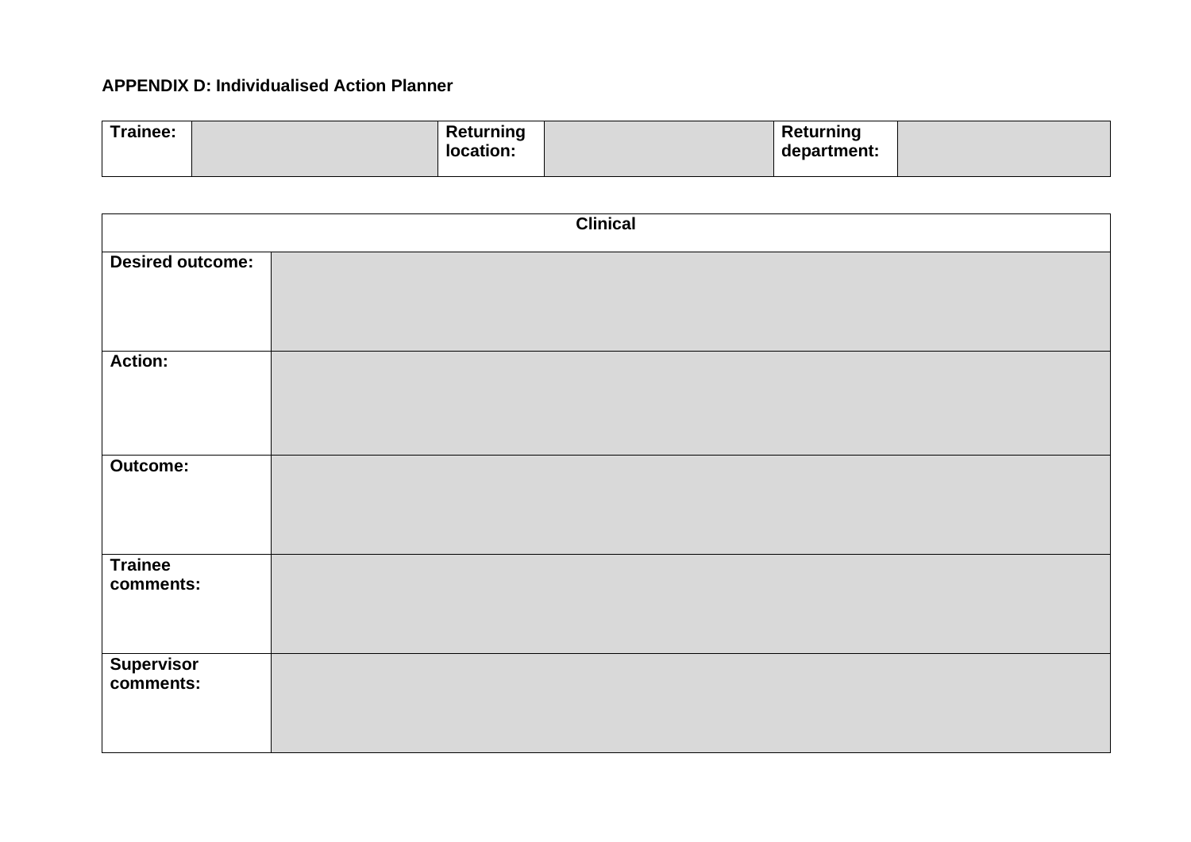**APPENDIX D: Individualised Action Planner**

| Trainee: | | Returning location: | | Returning department: | |
|---|---|---|---|---|---|

| Clinical | |
|---|---|
| Desired outcome: | |
| Action: | |
| Outcome: | |
| Trainee comments: | |
| Supervisor comments: | |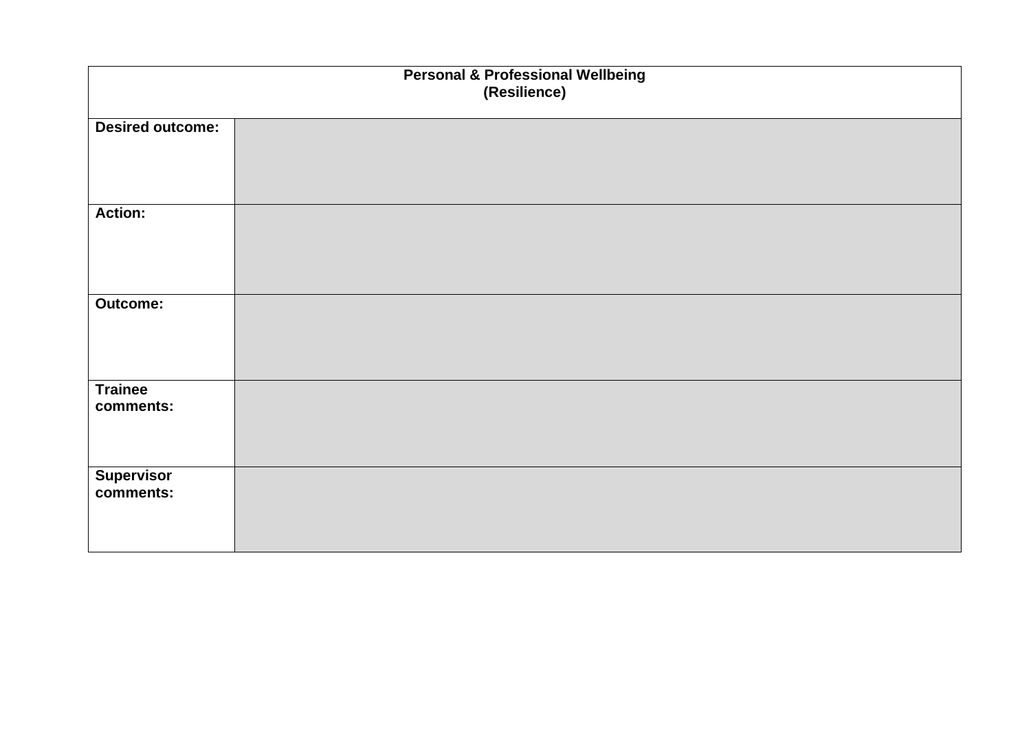| Personal & Professional Wellbeing (Resilience) | |
|---|---|
| **Desired outcome:** | |
| **Action:** | |
| **Outcome:** | |
| **Trainee comments:** | |
| **Supervisor comments:** | |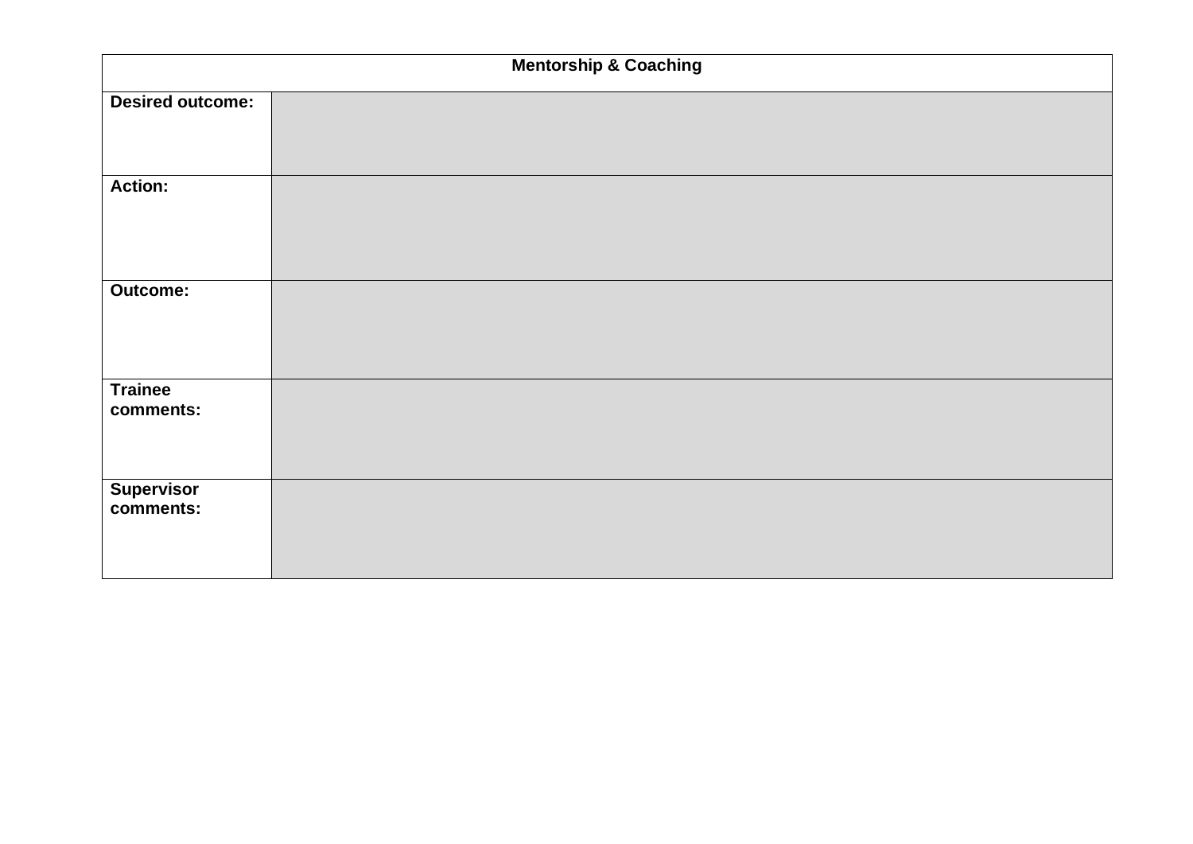| Mentorship & Coaching | |
|---|---|
| **Desired outcome:** | |
| **Action:** | |
| **Outcome:** | |
| **Trainee comments:** | |
| **Supervisor comments:** | |